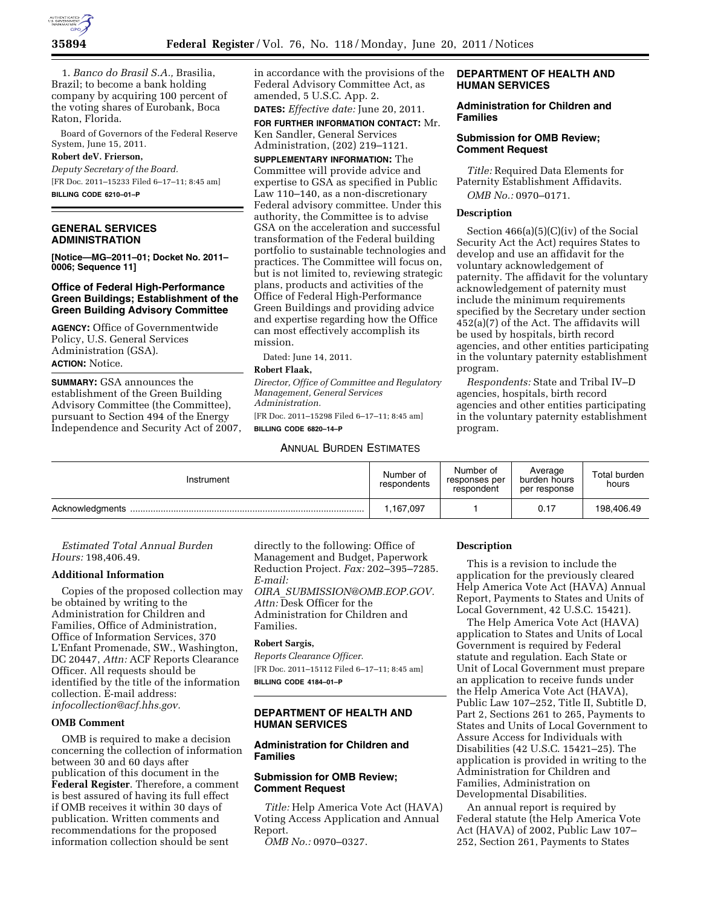1. *Banco do Brasil S.A.,* Brasilia, Brazil; to become a bank holding company by acquiring 100 percent of the voting shares of Eurobank, Boca Raton, Florida.

Board of Governors of the Federal Reserve System, June 15, 2011.

**Robert deV. Frierson,**

*Deputy Secretary of the Board.*

[FR Doc. 2011–15233 Filed 6–17–11; 8:45 am]

**BILLING CODE 6210–01–P**

## GENERAL SERVICES ADMINISTRATION

**[Notice—MG–2011–01; Docket No. 2011–0006; Sequence 11]**

### Office of Federal High-Performance Green Buildings; Establishment of the Green Building Advisory Committee

**AGENCY:** Office of Governmentwide Policy, U.S. General Services Administration (GSA).

**ACTION:** Notice.

**SUMMARY:** GSA announces the establishment of the Green Building Advisory Committee (the Committee), pursuant to Section 494 of the Energy Independence and Security Act of 2007, in accordance with the provisions of the Federal Advisory Committee Act, as amended, 5 U.S.C. App. 2.

**DATES:** *Effective date:* June 20, 2011.

**FOR FURTHER INFORMATION CONTACT:** Mr. Ken Sandler, General Services Administration, (202) 219–1121.

**SUPPLEMENTARY INFORMATION:** The Committee will provide advice and expertise to GSA as specified in Public Law 110–140, as a non-discretionary Federal advisory committee. Under this authority, the Committee is to advise GSA on the acceleration and successful transformation of the Federal building portfolio to sustainable technologies and practices. The Committee will focus on, but is not limited to, reviewing strategic plans, products and activities of the Office of Federal High-Performance Green Buildings and providing advice and expertise regarding how the Office can most effectively accomplish its mission.

Dated: June 14, 2011.

**Robert Flaak,**

*Director, Office of Committee and Regulatory Management, General Services Administration.*

[FR Doc. 2011–15298 Filed 6–17–11; 8:45 am]

**BILLING CODE 6820–14–P**

## DEPARTMENT OF HEALTH AND HUMAN SERVICES

### Administration for Children and Families

### Submission for OMB Review; Comment Request

*Title:* Required Data Elements for Paternity Establishment Affidavits.

*OMB No.:* 0970–0171.

**Description**

Section 466(a)(5)(C)(iv) of the Social Security Act the Act) requires States to develop and use an affidavit for the voluntary acknowledgement of paternity. The affidavit for the voluntary acknowledgement of paternity must include the minimum requirements specified by the Secretary under section 452(a)(7) of the Act. The affidavits will be used by hospitals, birth record agencies, and other entities participating in the voluntary paternity establishment program.

*Respondents:* State and Tribal IV–D agencies, hospitals, birth record agencies and other entities participating in the voluntary paternity establishment program.

ANNUAL BURDEN ESTIMATES

| Instrument | Number of respondents | Number of responses per respondent | Average burden hours per response | Total burden hours |
|---|---|---|---|---|
| Acknowledgments | 1,167,097 | 1 | 0.17 | 198,406.49 |

*Estimated Total Annual Burden Hours:* 198,406.49.

**Additional Information**

Copies of the proposed collection may be obtained by writing to the Administration for Children and Families, Office of Administration, Office of Information Services, 370 L'Enfant Promenade, SW., Washington, DC 20447, *Attn:* ACF Reports Clearance Officer. All requests should be identified by the title of the information collection. E-mail address: *infocollection@acf.hhs.gov.*

**OMB Comment**

OMB is required to make a decision concerning the collection of information between 30 and 60 days after publication of this document in the **Federal Register**. Therefore, a comment is best assured of having its full effect if OMB receives it within 30 days of publication. Written comments and recommendations for the proposed information collection should be sent directly to the following: Office of Management and Budget, Paperwork Reduction Project. *Fax:* 202–395–7285. *E-mail: OIRA_SUBMISSION@OMB.EOP.GOV. Attn:* Desk Officer for the Administration for Children and Families.

**Robert Sargis,**

*Reports Clearance Officer.*

[FR Doc. 2011–15112 Filed 6–17–11; 8:45 am]

**BILLING CODE 4184–01–P**

## DEPARTMENT OF HEALTH AND HUMAN SERVICES

### Administration for Children and Families

### Submission for OMB Review; Comment Request

*Title:* Help America Vote Act (HAVA) Voting Access Application and Annual Report.

*OMB No.:* 0970–0327.

**Description**

This is a revision to include the application for the previously cleared Help America Vote Act (HAVA) Annual Report, Payments to States and Units of Local Government, 42 U.S.C. 15421).

The Help America Vote Act (HAVA) application to States and Units of Local Government is required by Federal statute and regulation. Each State or Unit of Local Government must prepare an application to receive funds under the Help America Vote Act (HAVA), Public Law 107–252, Title II, Subtitle D, Part 2, Sections 261 to 265, Payments to States and Units of Local Government to Assure Access for Individuals with Disabilities (42 U.S.C. 15421–25). The application is provided in writing to the Administration for Children and Families, Administration on Developmental Disabilities.

An annual report is required by Federal statute (the Help America Vote Act (HAVA) of 2002, Public Law 107–252, Section 261, Payments to States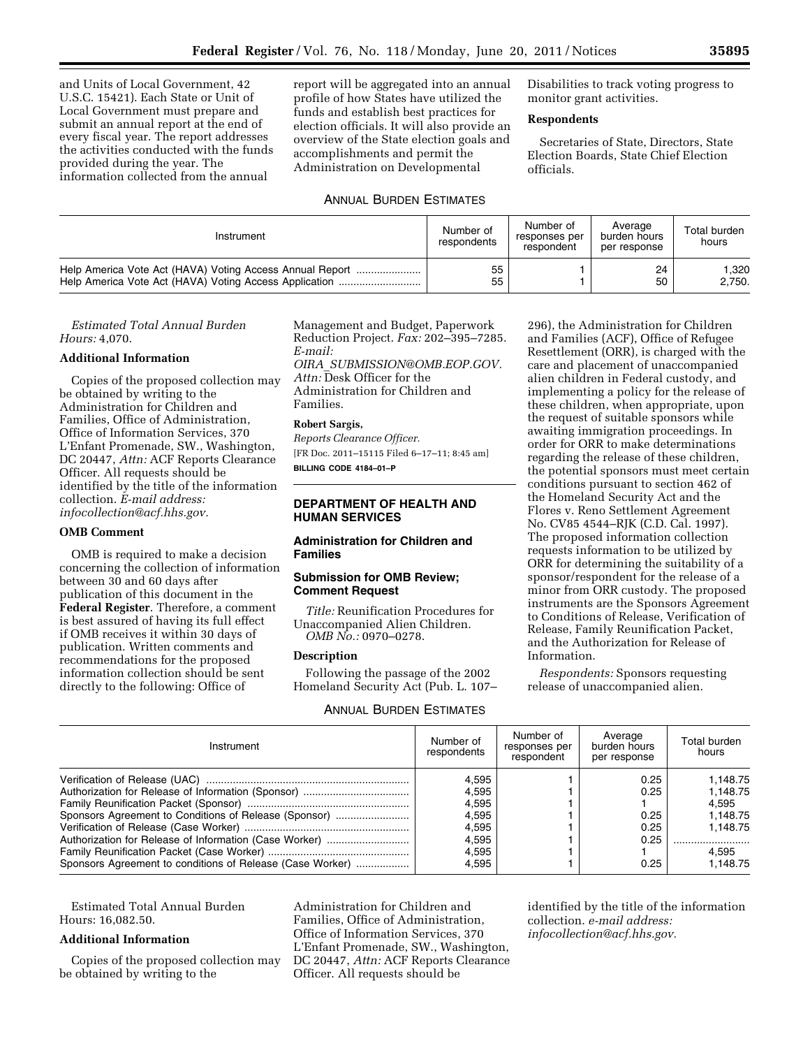and Units of Local Government, 42 U.S.C. 15421). Each State or Unit of Local Government must prepare and submit an annual report at the end of every fiscal year. The report addresses the activities conducted with the funds provided during the year. The information collected from the annual report will be aggregated into an annual profile of how States have utilized the funds and establish best practices for election officials. It will also provide an overview of the State election goals and accomplishments and permit the Administration on Developmental Disabilities to track voting progress to monitor grant activities.

**Respondents**

Secretaries of State, Directors, State Election Boards, State Chief Election officials.

ANNUAL BURDEN ESTIMATES

| Instrument | Number of respondents | Number of responses per respondent | Average burden hours per response | Total burden hours |
|---|---|---|---|---|
| Help America Vote Act (HAVA) Voting Access Annual Report | 55 | 1 | 24 | 1,320 |
| Help America Vote Act (HAVA) Voting Access Application | 55 | 1 | 50 | 2,750. |

*Estimated Total Annual Burden Hours:* 4,070.

**Additional Information**

Copies of the proposed collection may be obtained by writing to the Administration for Children and Families, Office of Administration, Office of Information Services, 370 L'Enfant Promenade, SW., Washington, DC 20447, *Attn:* ACF Reports Clearance Officer. All requests should be identified by the title of the information collection. *E-mail address: infocollection@acf.hhs.gov.*

**OMB Comment**

OMB is required to make a decision concerning the collection of information between 30 and 60 days after publication of this document in the **Federal Register**. Therefore, a comment is best assured of having its full effect if OMB receives it within 30 days of publication. Written comments and recommendations for the proposed information collection should be sent directly to the following: Office of Management and Budget, Paperwork Reduction Project. *Fax:* 202–395–7285. *E-mail: OIRA_SUBMISSION@OMB.EOP.GOV. Attn:* Desk Officer for the Administration for Children and Families.

**Robert Sargis,**

*Reports Clearance Officer.*

[FR Doc. 2011–15115 Filed 6–17–11; 8:45 am]

**BILLING CODE 4184–01–P**

---

## DEPARTMENT OF HEALTH AND HUMAN SERVICES

### Administration for Children and Families

### Submission for OMB Review; Comment Request

*Title:* Reunification Procedures for Unaccompanied Alien Children.

*OMB No.:* 0970–0278.

**Description**

Following the passage of the 2002 Homeland Security Act (Pub. L. 107–296), the Administration for Children and Families (ACF), Office of Refugee Resettlement (ORR), is charged with the care and placement of unaccompanied alien children in Federal custody, and implementing a policy for the release of these children, when appropriate, upon the request of suitable sponsors while awaiting immigration proceedings. In order for ORR to make determinations regarding the release of these children, the potential sponsors must meet certain conditions pursuant to section 462 of the Homeland Security Act and the Flores v. Reno Settlement Agreement No. CV85 4544–RJK (C.D. Cal. 1997). The proposed information collection requests information to be utilized by ORR for determining the suitability of a sponsor/respondent for the release of a minor from ORR custody. The proposed instruments are the Sponsors Agreement to Conditions of Release, Verification of Release, Family Reunification Packet, and the Authorization for Release of Information.

*Respondents:* Sponsors requesting release of unaccompanied alien.

ANNUAL BURDEN ESTIMATES

| Instrument | Number of respondents | Number of responses per respondent | Average burden hours per response | Total burden hours |
|---|---|---|---|---|
| Verification of Release (UAC) | 4,595 | 1 | 0.25 | 1,148.75 |
| Authorization for Release of Information (Sponsor) | 4,595 | 1 | 0.25 | 1,148.75 |
| Family Reunification Packet (Sponsor) | 4,595 | 1 | 1 | 4,595 |
| Sponsors Agreement to Conditions of Release (Sponsor) | 4,595 | 1 | 0.25 | 1,148.75 |
| Verification of Release (Case Worker) | 4,595 | 1 | 0.25 | 1,148.75 |
| Authorization for Release of Information (Case Worker) | 4,595 | 1 | 0.25 | |
| Family Reunification Packet (Case Worker) | 4,595 | 1 | 1 | 4,595 |
| Sponsors Agreement to conditions of Release (Case Worker) | 4,595 | 1 | 0.25 | 1,148.75 |

Estimated Total Annual Burden Hours: 16,082.50.

**Additional Information**

Copies of the proposed collection may be obtained by writing to the Administration for Children and Families, Office of Administration, Office of Information Services, 370 L'Enfant Promenade, SW., Washington, DC 20447, *Attn:* ACF Reports Clearance Officer. All requests should be identified by the title of the information collection. *e-mail address: infocollection@acf.hhs.gov.*